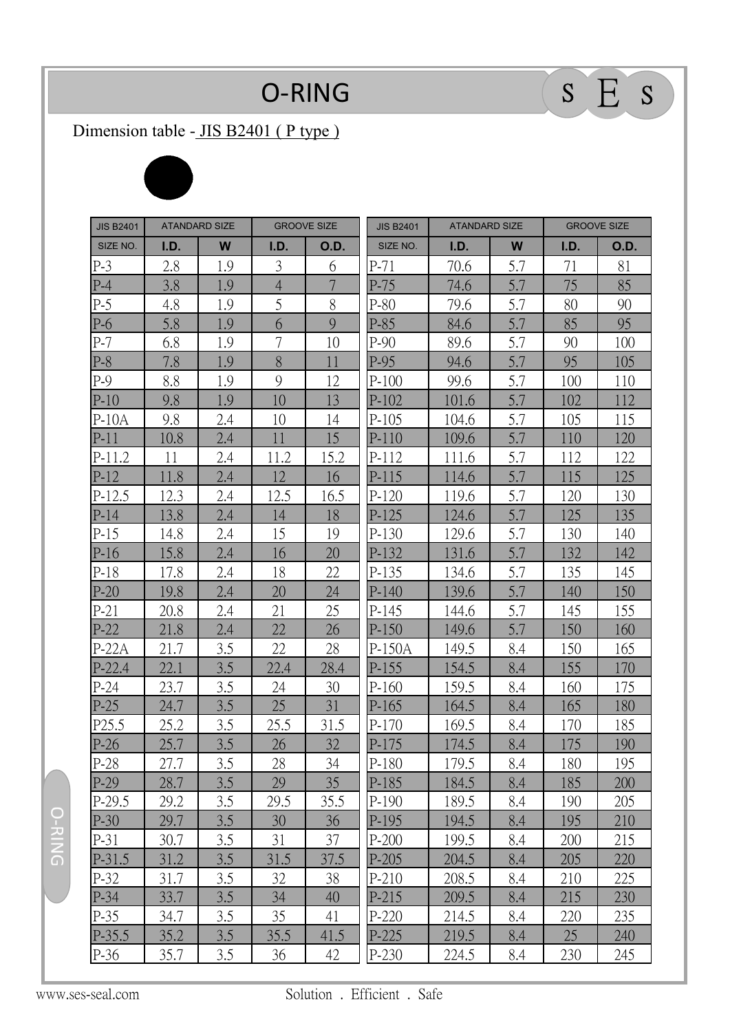# O-RING

Dimension table - JIS B2401 ( P type )

| JIS B2401 | ATANDARD SIZE | | GROOVE SIZE | | JIS B2401 | ATANDARD SIZE | | GROOVE SIZE | |
|---|---|---|---|---|---|---|---|---|---|
| SIZE NO. | I.D. | W | I.D. | O.D. | SIZE NO. | I.D. | W | I.D. | O.D. |
| P-3 | 2.8 | 1.9 | 3 | 6 | P-71 | 70.6 | 5.7 | 71 | 81 |
| P-4 | 3.8 | 1.9 | 4 | 7 | P-75 | 74.6 | 5.7 | 75 | 85 |
| P-5 | 4.8 | 1.9 | 5 | 8 | P-80 | 79.6 | 5.7 | 80 | 90 |
| P-6 | 5.8 | 1.9 | 6 | 9 | P-85 | 84.6 | 5.7 | 85 | 95 |
| P-7 | 6.8 | 1.9 | 7 | 10 | P-90 | 89.6 | 5.7 | 90 | 100 |
| P-8 | 7.8 | 1.9 | 8 | 11 | P-95 | 94.6 | 5.7 | 95 | 105 |
| P-9 | 8.8 | 1.9 | 9 | 12 | P-100 | 99.6 | 5.7 | 100 | 110 |
| P-10 | 9.8 | 1.9 | 10 | 13 | P-102 | 101.6 | 5.7 | 102 | 112 |
| P-10A | 9.8 | 2.4 | 10 | 14 | P-105 | 104.6 | 5.7 | 105 | 115 |
| P-11 | 10.8 | 2.4 | 11 | 15 | P-110 | 109.6 | 5.7 | 110 | 120 |
| P-11.2 | 11 | 2.4 | 11.2 | 15.2 | P-112 | 111.6 | 5.7 | 112 | 122 |
| P-12 | 11.8 | 2.4 | 12 | 16 | P-115 | 114.6 | 5.7 | 115 | 125 |
| P-12.5 | 12.3 | 2.4 | 12.5 | 16.5 | P-120 | 119.6 | 5.7 | 120 | 130 |
| P-14 | 13.8 | 2.4 | 14 | 18 | P-125 | 124.6 | 5.7 | 125 | 135 |
| P-15 | 14.8 | 2.4 | 15 | 19 | P-130 | 129.6 | 5.7 | 130 | 140 |
| P-16 | 15.8 | 2.4 | 16 | 20 | P-132 | 131.6 | 5.7 | 132 | 142 |
| P-18 | 17.8 | 2.4 | 18 | 22 | P-135 | 134.6 | 5.7 | 135 | 145 |
| P-20 | 19.8 | 2.4 | 20 | 24 | P-140 | 139.6 | 5.7 | 140 | 150 |
| P-21 | 20.8 | 2.4 | 21 | 25 | P-145 | 144.6 | 5.7 | 145 | 155 |
| P-22 | 21.8 | 2.4 | 22 | 26 | P-150 | 149.6 | 5.7 | 150 | 160 |
| P-22A | 21.7 | 3.5 | 22 | 28 | P-150A | 149.5 | 8.4 | 150 | 165 |
| P-22.4 | 22.1 | 3.5 | 22.4 | 28.4 | P-155 | 154.5 | 8.4 | 155 | 170 |
| P-24 | 23.7 | 3.5 | 24 | 30 | P-160 | 159.5 | 8.4 | 160 | 175 |
| P-25 | 24.7 | 3.5 | 25 | 31 | P-165 | 164.5 | 8.4 | 165 | 180 |
| P25.5 | 25.2 | 3.5 | 25.5 | 31.5 | P-170 | 169.5 | 8.4 | 170 | 185 |
| P-26 | 25.7 | 3.5 | 26 | 32 | P-175 | 174.5 | 8.4 | 175 | 190 |
| P-28 | 27.7 | 3.5 | 28 | 34 | P-180 | 179.5 | 8.4 | 180 | 195 |
| P-29 | 28.7 | 3.5 | 29 | 35 | P-185 | 184.5 | 8.4 | 185 | 200 |
| P-29.5 | 29.2 | 3.5 | 29.5 | 35.5 | P-190 | 189.5 | 8.4 | 190 | 205 |
| P-30 | 29.7 | 3.5 | 30 | 36 | P-195 | 194.5 | 8.4 | 195 | 210 |
| P-31 | 30.7 | 3.5 | 31 | 37 | P-200 | 199.5 | 8.4 | 200 | 215 |
| P-31.5 | 31.2 | 3.5 | 31.5 | 37.5 | P-205 | 204.5 | 8.4 | 205 | 220 |
| P-32 | 31.7 | 3.5 | 32 | 38 | P-210 | 208.5 | 8.4 | 210 | 225 |
| P-34 | 33.7 | 3.5 | 34 | 40 | P-215 | 209.5 | 8.4 | 215 | 230 |
| P-35 | 34.7 | 3.5 | 35 | 41 | P-220 | 214.5 | 8.4 | 220 | 235 |
| P-35.5 | 35.2 | 3.5 | 35.5 | 41.5 | P-225 | 219.5 | 8.4 | 25 | 240 |
| P-36 | 35.7 | 3.5 | 36 | 42 | P-230 | 224.5 | 8.4 | 230 | 245 |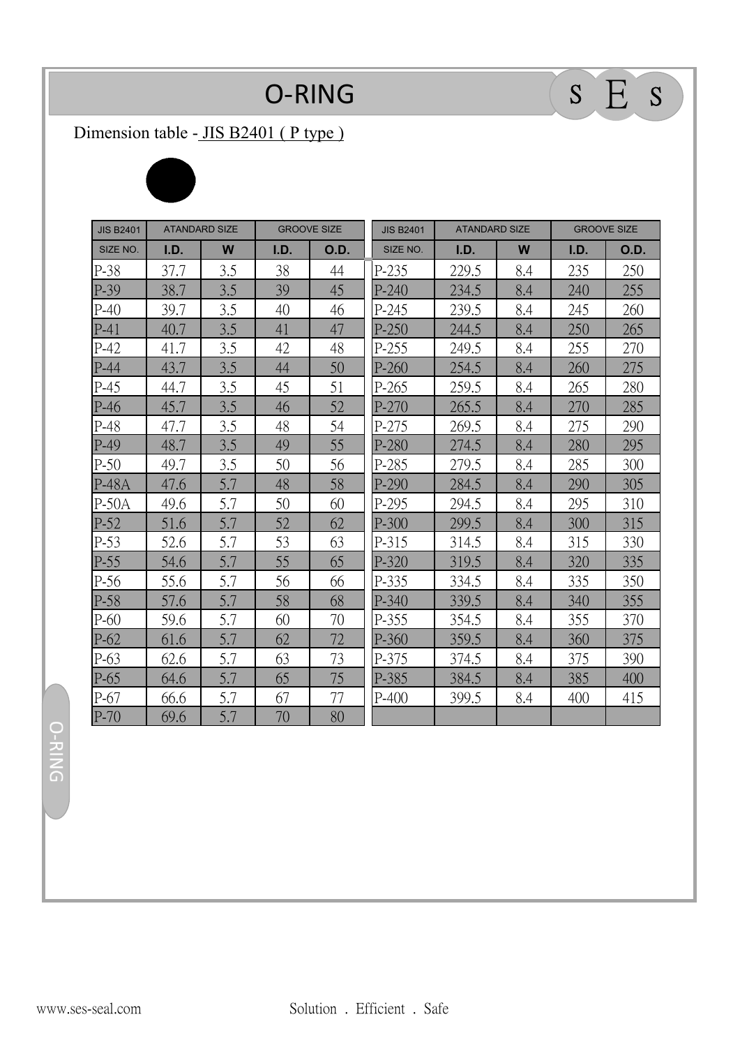# O-RING

Dimension table - JIS B2401 ( P type )

| JIS B2401 | ATANDARD SIZE | | GROOVE SIZE | | JIS B2401 | ATANDARD SIZE | | GROOVE SIZE | |
|---|---|---|---|---|---|---|---|---|---|
| SIZE NO. | I.D. | W | I.D. | O.D. | SIZE NO. | I.D. | W | I.D. | O.D. |
| P-38 | 37.7 | 3.5 | 38 | 44 | P-235 | 229.5 | 8.4 | 235 | 250 |
| P-39 | 38.7 | 3.5 | 39 | 45 | P-240 | 234.5 | 8.4 | 240 | 255 |
| P-40 | 39.7 | 3.5 | 40 | 46 | P-245 | 239.5 | 8.4 | 245 | 260 |
| P-41 | 40.7 | 3.5 | 41 | 47 | P-250 | 244.5 | 8.4 | 250 | 265 |
| P-42 | 41.7 | 3.5 | 42 | 48 | P-255 | 249.5 | 8.4 | 255 | 270 |
| P-44 | 43.7 | 3.5 | 44 | 50 | P-260 | 254.5 | 8.4 | 260 | 275 |
| P-45 | 44.7 | 3.5 | 45 | 51 | P-265 | 259.5 | 8.4 | 265 | 280 |
| P-46 | 45.7 | 3.5 | 46 | 52 | P-270 | 265.5 | 8.4 | 270 | 285 |
| P-48 | 47.7 | 3.5 | 48 | 54 | P-275 | 269.5 | 8.4 | 275 | 290 |
| P-49 | 48.7 | 3.5 | 49 | 55 | P-280 | 274.5 | 8.4 | 280 | 295 |
| P-50 | 49.7 | 3.5 | 50 | 56 | P-285 | 279.5 | 8.4 | 285 | 300 |
| P-48A | 47.6 | 5.7 | 48 | 58 | P-290 | 284.5 | 8.4 | 290 | 305 |
| P-50A | 49.6 | 5.7 | 50 | 60 | P-295 | 294.5 | 8.4 | 295 | 310 |
| P-52 | 51.6 | 5.7 | 52 | 62 | P-300 | 299.5 | 8.4 | 300 | 315 |
| P-53 | 52.6 | 5.7 | 53 | 63 | P-315 | 314.5 | 8.4 | 315 | 330 |
| P-55 | 54.6 | 5.7 | 55 | 65 | P-320 | 319.5 | 8.4 | 320 | 335 |
| P-56 | 55.6 | 5.7 | 56 | 66 | P-335 | 334.5 | 8.4 | 335 | 350 |
| P-58 | 57.6 | 5.7 | 58 | 68 | P-340 | 339.5 | 8.4 | 340 | 355 |
| P-60 | 59.6 | 5.7 | 60 | 70 | P-355 | 354.5 | 8.4 | 355 | 370 |
| P-62 | 61.6 | 5.7 | 62 | 72 | P-360 | 359.5 | 8.4 | 360 | 375 |
| P-63 | 62.6 | 5.7 | 63 | 73 | P-375 | 374.5 | 8.4 | 375 | 390 |
| P-65 | 64.6 | 5.7 | 65 | 75 | P-385 | 384.5 | 8.4 | 385 | 400 |
| P-67 | 66.6 | 5.7 | 67 | 77 | P-400 | 399.5 | 8.4 | 400 | 415 |
| P-70 | 69.6 | 5.7 | 70 | 80 | | | | | |

www.ses-seal.com Solution . Efficient . Safe